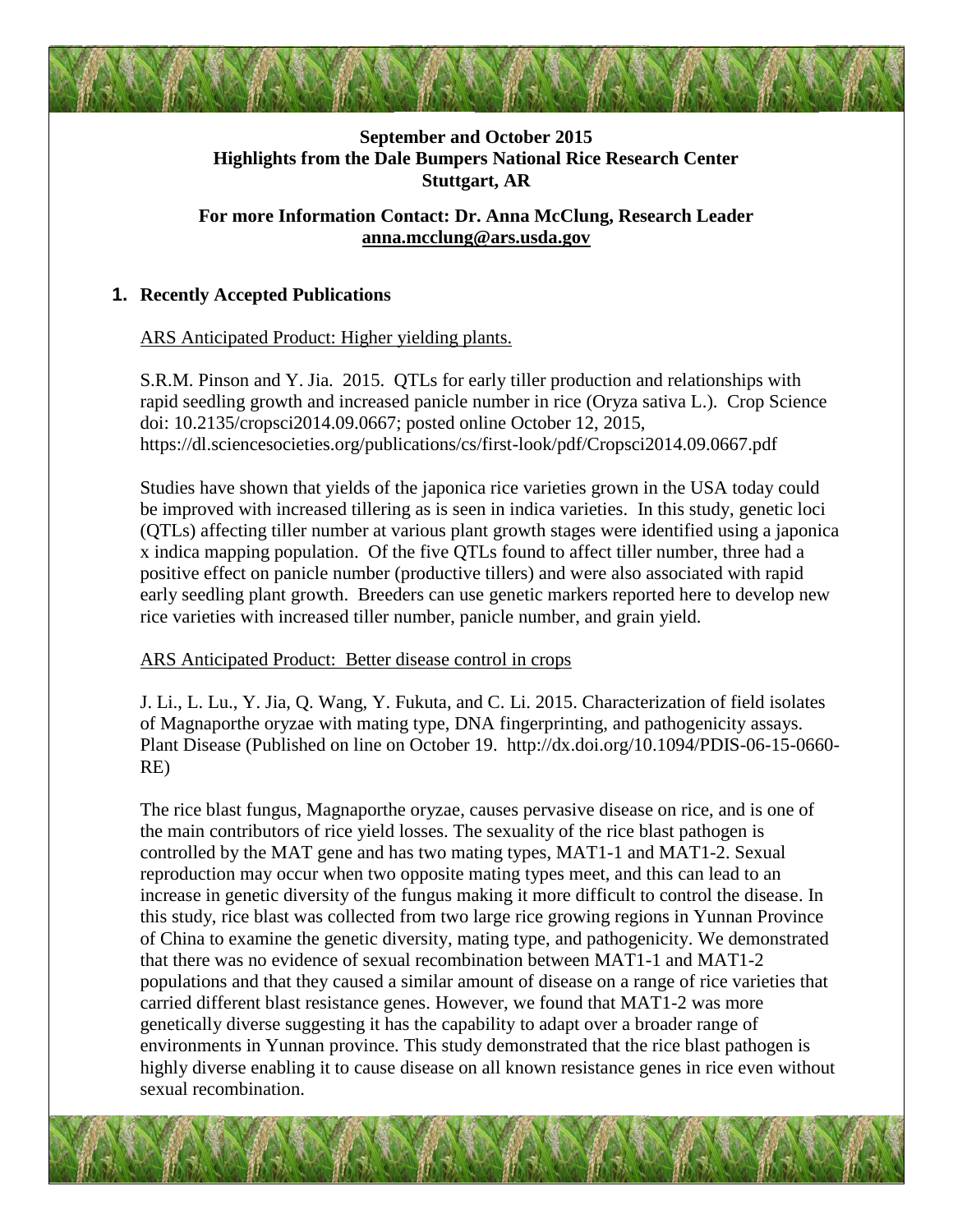**September and October 2015**
**Highlights from the Dale Bumpers National Rice Research Center**
**Stuttgart, AR**

**For more Information Contact: Dr. Anna McClung, Research Leader**
**anna.mcclung@ars.usda.gov**

## 1. Recently Accepted Publications

ARS Anticipated Product: Higher yielding plants.

S.R.M. Pinson and Y. Jia. 2015. QTLs for early tiller production and relationships with rapid seedling growth and increased panicle number in rice (Oryza sativa L.). Crop Science doi: 10.2135/cropsci2014.09.0667; posted online October 12, 2015, https://dl.sciencesocieties.org/publications/cs/first-look/pdf/Cropsci2014.09.0667.pdf

Studies have shown that yields of the japonica rice varieties grown in the USA today could be improved with increased tillering as is seen in indica varieties. In this study, genetic loci (QTLs) affecting tiller number at various plant growth stages were identified using a japonica x indica mapping population. Of the five QTLs found to affect tiller number, three had a positive effect on panicle number (productive tillers) and were also associated with rapid early seedling plant growth. Breeders can use genetic markers reported here to develop new rice varieties with increased tiller number, panicle number, and grain yield.

ARS Anticipated Product: Better disease control in crops

J. Li., L. Lu., Y. Jia, Q. Wang, Y. Fukuta, and C. Li. 2015. Characterization of field isolates of Magnaporthe oryzae with mating type, DNA fingerprinting, and pathogenicity assays. Plant Disease (Published on line on October 19. http://dx.doi.org/10.1094/PDIS-06-15-0660-RE)

The rice blast fungus, Magnaporthe oryzae, causes pervasive disease on rice, and is one of the main contributors of rice yield losses. The sexuality of the rice blast pathogen is controlled by the MAT gene and has two mating types, MAT1-1 and MAT1-2. Sexual reproduction may occur when two opposite mating types meet, and this can lead to an increase in genetic diversity of the fungus making it more difficult to control the disease. In this study, rice blast was collected from two large rice growing regions in Yunnan Province of China to examine the genetic diversity, mating type, and pathogenicity. We demonstrated that there was no evidence of sexual recombination between MAT1-1 and MAT1-2 populations and that they caused a similar amount of disease on a range of rice varieties that carried different blast resistance genes. However, we found that MAT1-2 was more genetically diverse suggesting it has the capability to adapt over a broader range of environments in Yunnan province. This study demonstrated that the rice blast pathogen is highly diverse enabling it to cause disease on all known resistance genes in rice even without sexual recombination.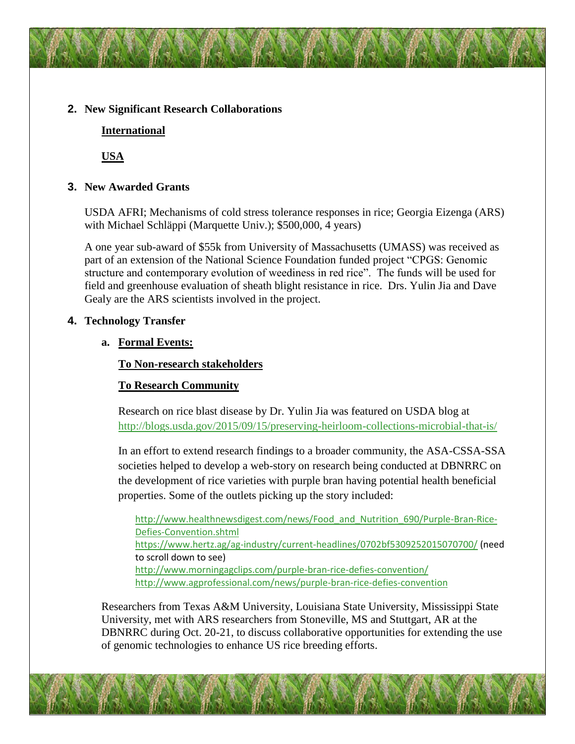**2. New Significant Research Collaborations**

**International**

**USA**

**3. New Awarded Grants**

USDA AFRI; Mechanisms of cold stress tolerance responses in rice; Georgia Eizenga (ARS) with Michael Schläppi (Marquette Univ.); $500,000, 4 years)

A one year sub-award of $55k from University of Massachusetts (UMASS) was received as part of an extension of the National Science Foundation funded project "CPGS: Genomic structure and contemporary evolution of weediness in red rice". The funds will be used for field and greenhouse evaluation of sheath blight resistance in rice. Drs. Yulin Jia and Dave Gealy are the ARS scientists involved in the project.

**4. Technology Transfer**

**a. Formal Events:**

**To Non-research stakeholders**

**To Research Community**

Research on rice blast disease by Dr. Yulin Jia was featured on USDA blog at http://blogs.usda.gov/2015/09/15/preserving-heirloom-collections-microbial-that-is/

In an effort to extend research findings to a broader community, the ASA-CSSA-SSA societies helped to develop a web-story on research being conducted at DBNRRC on the development of rice varieties with purple bran having potential health beneficial properties. Some of the outlets picking up the story included:

http://www.healthnewsdigest.com/news/Food_and_Nutrition_690/Purple-Bran-Rice-Defies-Convention.shtml
https://www.hertz.ag/ag-industry/current-headlines/0702bf5309252015070700/ (need to scroll down to see)
http://www.morningagclips.com/purple-bran-rice-defies-convention/
http://www.agprofessional.com/news/purple-bran-rice-defies-convention

Researchers from Texas A&M University, Louisiana State University, Mississippi State University, met with ARS researchers from Stoneville, MS and Stuttgart, AR at the DBNRRC during Oct. 20-21, to discuss collaborative opportunities for extending the use of genomic technologies to enhance US rice breeding efforts.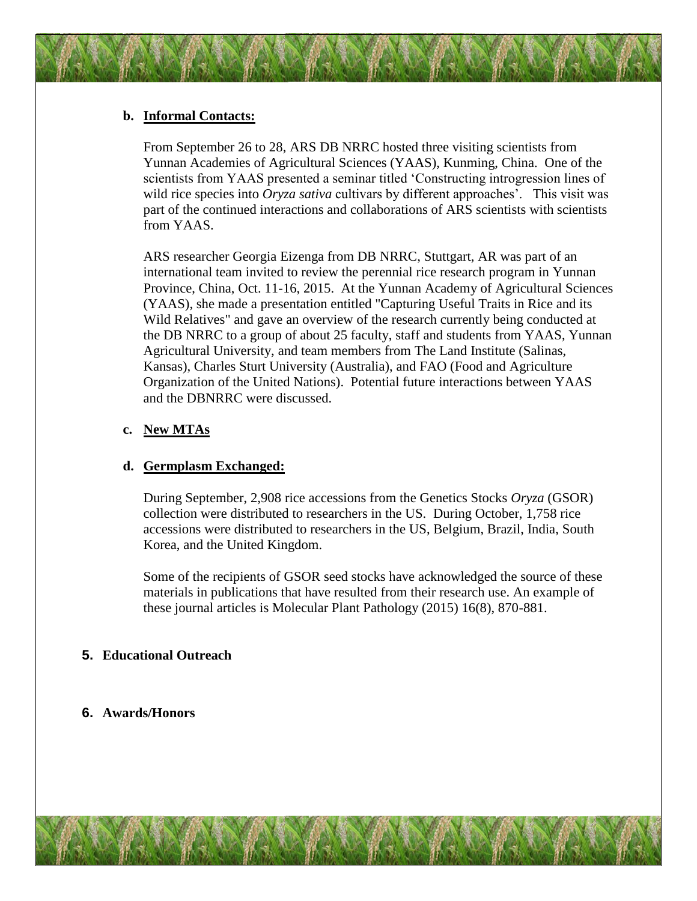**b. Informal Contacts:**

From September 26 to 28, ARS DB NRRC hosted three visiting scientists from Yunnan Academies of Agricultural Sciences (YAAS), Kunming, China. One of the scientists from YAAS presented a seminar titled 'Constructing introgression lines of wild rice species into *Oryza sativa* cultivars by different approaches'. This visit was part of the continued interactions and collaborations of ARS scientists with scientists from YAAS.

ARS researcher Georgia Eizenga from DB NRRC, Stuttgart, AR was part of an international team invited to review the perennial rice research program in Yunnan Province, China, Oct. 11-16, 2015. At the Yunnan Academy of Agricultural Sciences (YAAS), she made a presentation entitled "Capturing Useful Traits in Rice and its Wild Relatives" and gave an overview of the research currently being conducted at the DB NRRC to a group of about 25 faculty, staff and students from YAAS, Yunnan Agricultural University, and team members from The Land Institute (Salinas, Kansas), Charles Sturt University (Australia), and FAO (Food and Agriculture Organization of the United Nations). Potential future interactions between YAAS and the DBNRRC were discussed.

**c. New MTAs**

**d. Germplasm Exchanged:**

During September, 2,908 rice accessions from the Genetics Stocks *Oryza* (GSOR) collection were distributed to researchers in the US. During October, 1,758 rice accessions were distributed to researchers in the US, Belgium, Brazil, India, South Korea, and the United Kingdom.

Some of the recipients of GSOR seed stocks have acknowledged the source of these materials in publications that have resulted from their research use. An example of these journal articles is Molecular Plant Pathology (2015) 16(8), 870-881.

## 5. Educational Outreach

## 6. Awards/Honors